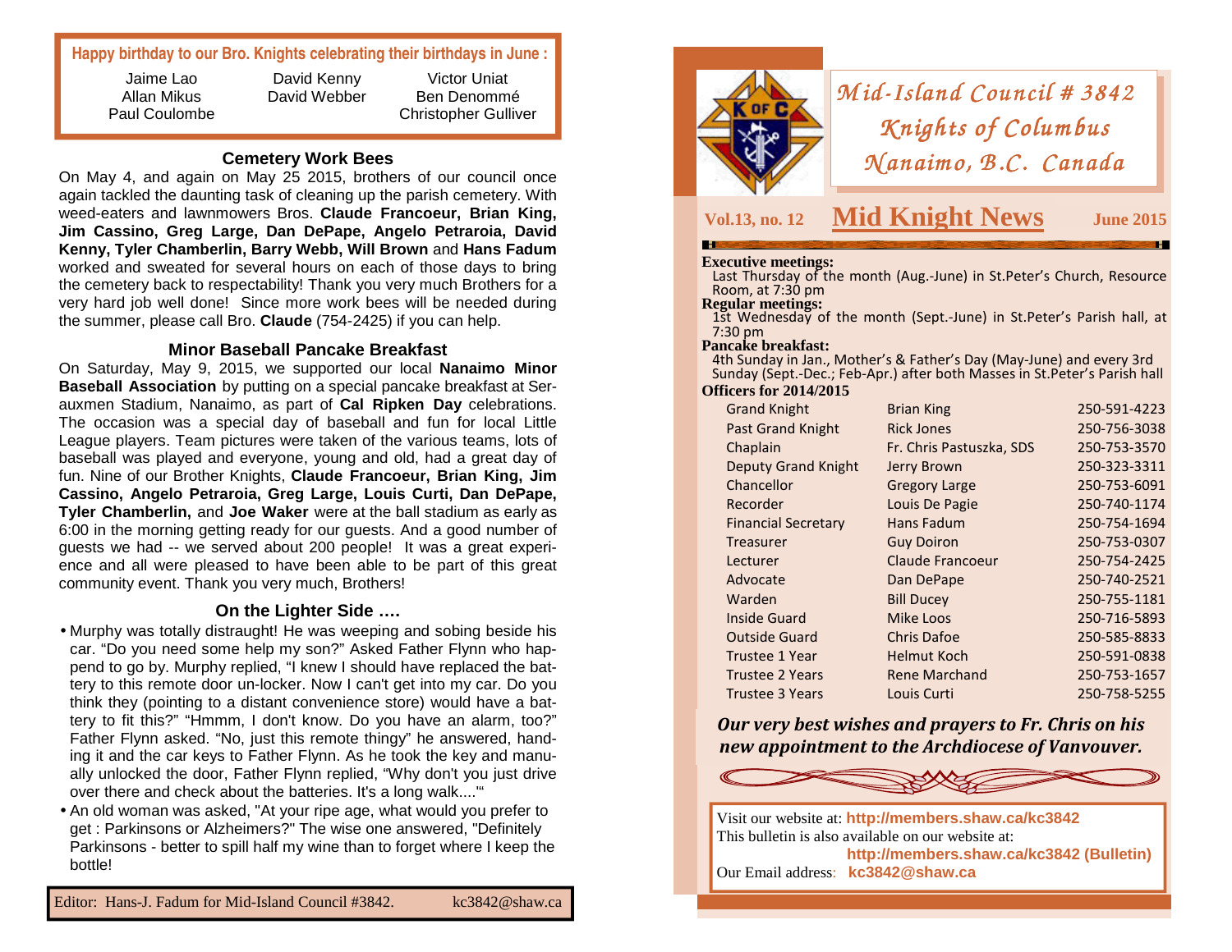**Happy birthday to our Bro. Knights celebrating their birthdays in June :**

Jaime Lao
Allan Mikus
Paul Coulombe
David Kenny
David Webber
Victor Uniat
Ben Denommé
Christopher Gulliver

### Cemetery Work Bees

On May 4, and again on May 25 2015, brothers of our council once again tackled the daunting task of cleaning up the parish cemetery. With weed-eaters and lawnmowers Bros. **Claude Francoeur, Brian King, Jim Cassino, Greg Large, Dan DePape, Angelo Petraroia, David Kenny, Tyler Chamberlin, Barry Webb, Will Brown** and **Hans Fadum** worked and sweated for several hours on each of those days to bring the cemetery back to respectability! Thank you very much Brothers for a very hard job well done! Since more work bees will be needed during the summer, please call Bro. **Claude** (754-2425) if you can help.

### Minor Baseball Pancake Breakfast

On Saturday, May 9, 2015, we supported our local **Nanaimo Minor Baseball Association** by putting on a special pancake breakfast at Serauxmen Stadium, Nanaimo, as part of **Cal Ripken Day** celebrations. The occasion was a special day of baseball and fun for local Little League players. Team pictures were taken of the various teams, lots of baseball was played and everyone, young and old, had a great day of fun. Nine of our Brother Knights, **Claude Francoeur, Brian King, Jim Cassino, Angelo Petraroia, Greg Large, Louis Curti, Dan DePape, Tyler Chamberlin,** and **Joe Waker** were at the ball stadium as early as 6:00 in the morning getting ready for our guests. And a good number of guests we had -- we served about 200 people! It was a great experience and all were pleased to have been able to be part of this great community event. Thank you very much, Brothers!

### On the Lighter Side ….

- Murphy was totally distraught! He was weeping and sobing beside his car. "Do you need some help my son?" Asked Father Flynn who happend to go by. Murphy replied, "I knew I should have replaced the battery to this remote door un-locker. Now I can't get into my car. Do you think they (pointing to a distant convenience store) would have a battery to fit this?" "Hmmm, I don't know. Do you have an alarm, too?" Father Flynn asked. "No, just this remote thingy" he answered, handing it and the car keys to Father Flynn. As he took the key and manually unlocked the door, Father Flynn replied, "Why don't you just drive over there and check about the batteries. It's a long walk...."'
- An old woman was asked, "At your ripe age, what would you prefer to get : Parkinsons or Alzheimers?" The wise one answered, "Definitely Parkinsons - better to spill half my wine than to forget where I keep the bottle!

Editor: Hans-J. Fadum for Mid-Island Council #3842. kc3842@shaw.ca

# *Mid-Island Council # 3842*
# *Knights of Columbus*
# *Nanaimo, B.C. Canada*

**Vol.13, no. 12** **Mid Knight News** **June 2015**

**Executive meetings:**
Last Thursday of the month (Aug.-June) in St.Peter's Church, Resource Room, at 7:30 pm

**Regular meetings:**
1st Wednesday of the month (Sept.-June) in St.Peter's Parish hall, at 7:30 pm

**Pancake breakfast:**
4th Sunday in Jan., Mother's & Father's Day (May-June) and every 3rd Sunday (Sept.-Dec.; Feb-Apr.) after both Masses in St.Peter's Parish hall

**Officers for 2014/2015**

| Office | Name | Phone |
|---|---|---|
| Grand Knight | Brian King | 250-591-4223 |
| Past Grand Knight | Rick Jones | 250-756-3038 |
| Chaplain | Fr. Chris Pastuszka, SDS | 250-753-3570 |
| Deputy Grand Knight | Jerry Brown | 250-323-3311 |
| Chancellor | Gregory Large | 250-753-6091 |
| Recorder | Louis De Pagie | 250-740-1174 |
| Financial Secretary | Hans Fadum | 250-754-1694 |
| Treasurer | Guy Doiron | 250-753-0307 |
| Lecturer | Claude Francoeur | 250-754-2425 |
| Advocate | Dan DePape | 250-740-2521 |
| Warden | Bill Ducey | 250-755-1181 |
| Inside Guard | Mike Loos | 250-716-5893 |
| Outside Guard | Chris Dafoe | 250-585-8833 |
| Trustee 1 Year | Helmut Koch | 250-591-0838 |
| Trustee 2 Years | Rene Marchand | 250-753-1657 |
| Trustee 3 Years | Louis Curti | 250-758-5255 |

***Our very best wishes and prayers to Fr. Chris on his new appointment to the Archdiocese of Vanvouver.***

Visit our website at: **http://members.shaw.ca/kc3842**
This bulletin is also available on our website at:
**http://members.shaw.ca/kc3842 (Bulletin)**
Our Email address: **kc3842@shaw.ca**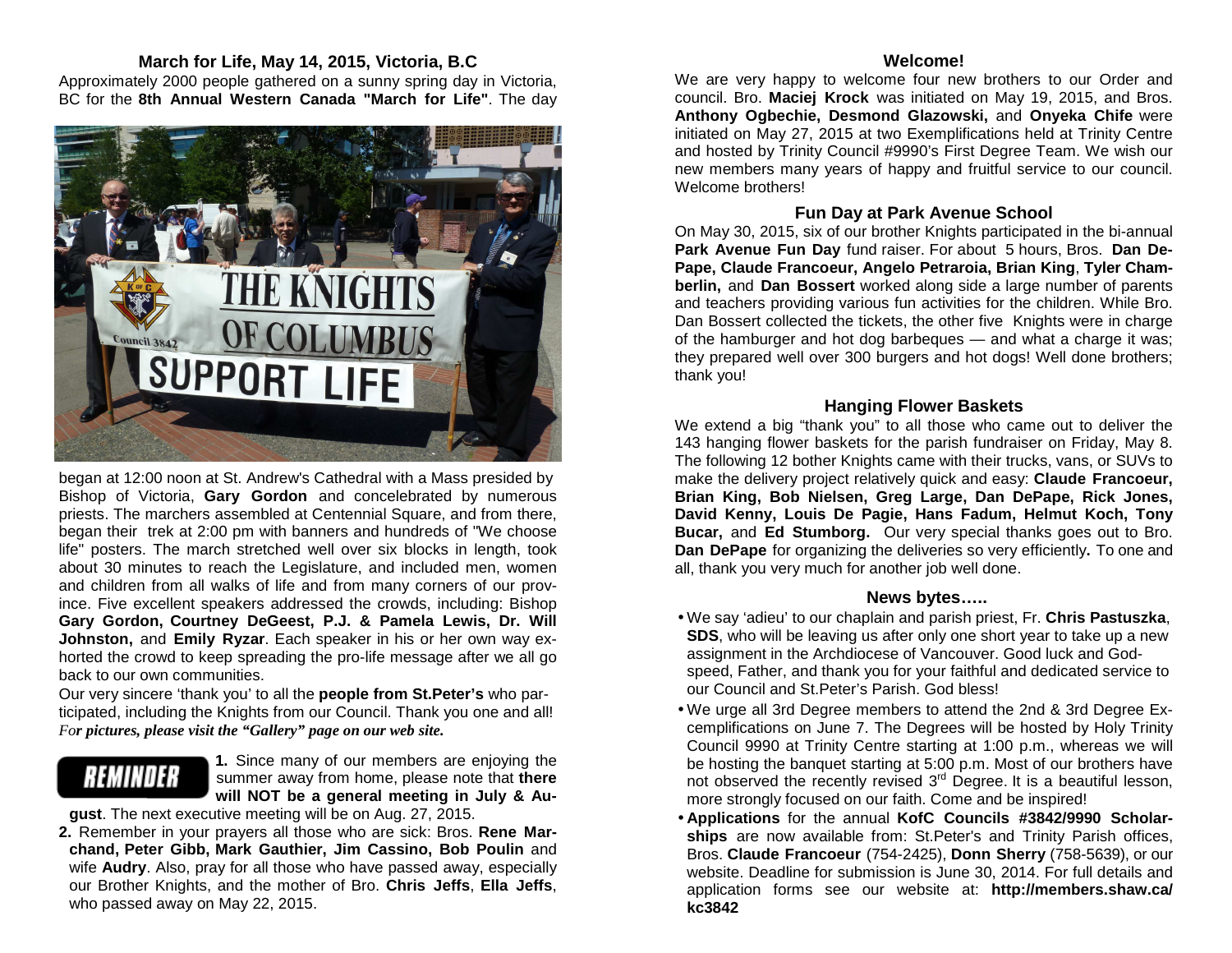## March for Life, May 14, 2015, Victoria, B.C

Approximately 2000 people gathered on a sunny spring day in Victoria, BC for the **8th Annual Western Canada "March for Life"**. The day began at 12:00 noon at St. Andrew's Cathedral with a Mass presided by Bishop of Victoria, **Gary Gordon** and concelebrated by numerous priests. The marchers assembled at Centennial Square, and from there, began their trek at 2:00 pm with banners and hundreds of "We choose life" posters. The march stretched well over six blocks in length, took about 30 minutes to reach the Legislature, and included men, women and children from all walks of life and from many corners of our province. Five excellent speakers addressed the crowds, including: Bishop **Gary Gordon, Courtney DeGeest, P.J. & Pamela Lewis, Dr. Will Johnston,** and **Emily Ryzar**. Each speaker in his or her own way exhorted the crowd to keep spreading the pro-life message after we all go back to our own communities.

Our very sincere 'thank you' to all the **people from St.Peter's** who participated, including the Knights from our Council. Thank you one and all! ***For pictures, please visit the "Gallery" page on our web site.***

**REMINDER**

**1.** Since many of our members are enjoying the summer away from home, please note that **there will NOT be a general meeting in July & August**. The next executive meeting will be on Aug. 27, 2015.

**2.** Remember in your prayers all those who are sick: Bros. **Rene Marchand, Peter Gibb, Mark Gauthier, Jim Cassino, Bob Poulin** and wife **Audry**. Also, pray for all those who have passed away, especially our Brother Knights, and the mother of Bro. **Chris Jeffs**, **Ella Jeffs**, who passed away on May 22, 2015.

## Welcome!

We are very happy to welcome four new brothers to our Order and council. Bro. **Maciej Krock** was initiated on May 19, 2015, and Bros. **Anthony Ogbechie, Desmond Glazowski,** and **Onyeka Chife** were initiated on May 27, 2015 at two Exemplifications held at Trinity Centre and hosted by Trinity Council #9990's First Degree Team. We wish our new members many years of happy and fruitful service to our council. Welcome brothers!

## Fun Day at Park Avenue School

On May 30, 2015, six of our brother Knights participated in the bi-annual **Park Avenue Fun Day** fund raiser. For about 5 hours, Bros. **Dan DePape, Claude Francoeur, Angelo Petraroia, Brian King**, **Tyler Chamberlin,** and **Dan Bossert** worked along side a large number of parents and teachers providing various fun activities for the children. While Bro. Dan Bossert collected the tickets, the other five Knights were in charge of the hamburger and hot dog barbeques — and what a charge it was; they prepared well over 300 burgers and hot dogs! Well done brothers; thank you!

## Hanging Flower Baskets

We extend a big "thank you" to all those who came out to deliver the 143 hanging flower baskets for the parish fundraiser on Friday, May 8. The following 12 bother Knights came with their trucks, vans, or SUVs to make the delivery project relatively quick and easy: **Claude Francoeur, Brian King, Bob Nielsen, Greg Large, Dan DePape, Rick Jones, David Kenny, Louis De Pagie, Hans Fadum, Helmut Koch, Tony Bucar,** and **Ed Stumborg.** Our very special thanks goes out to Bro. **Dan DePape** for organizing the deliveries so very efficiently**.** To one and all, thank you very much for another job well done.

## News bytes…..

- We say 'adieu' to our chaplain and parish priest, Fr. **Chris Pastuszka**, **SDS**, who will be leaving us after only one short year to take up a new assignment in the Archdiocese of Vancouver. Good luck and God-speed, Father, and thank you for your faithful and dedicated service to our Council and St.Peter's Parish. God bless!
- We urge all 3rd Degree members to attend the 2nd & 3rd Degree Exemplifications on June 7. The Degrees will be hosted by Holy Trinity Council 9990 at Trinity Centre starting at 1:00 p.m., whereas we will be hosting the banquet starting at 5:00 p.m. Most of our brothers have not observed the recently revised 3rd Degree. It is a beautiful lesson, more strongly focused on our faith. Come and be inspired!
- **Applications** for the annual **KofC Councils #3842/9990 Scholarships** are now available from: St.Peter's and Trinity Parish offices, Bros. **Claude Francoeur** (754-2425), **Donn Sherry** (758-5639), or our website. Deadline for submission is June 30, 2014. For full details and application forms see our website at: **http://members.shaw.ca/kc3842**